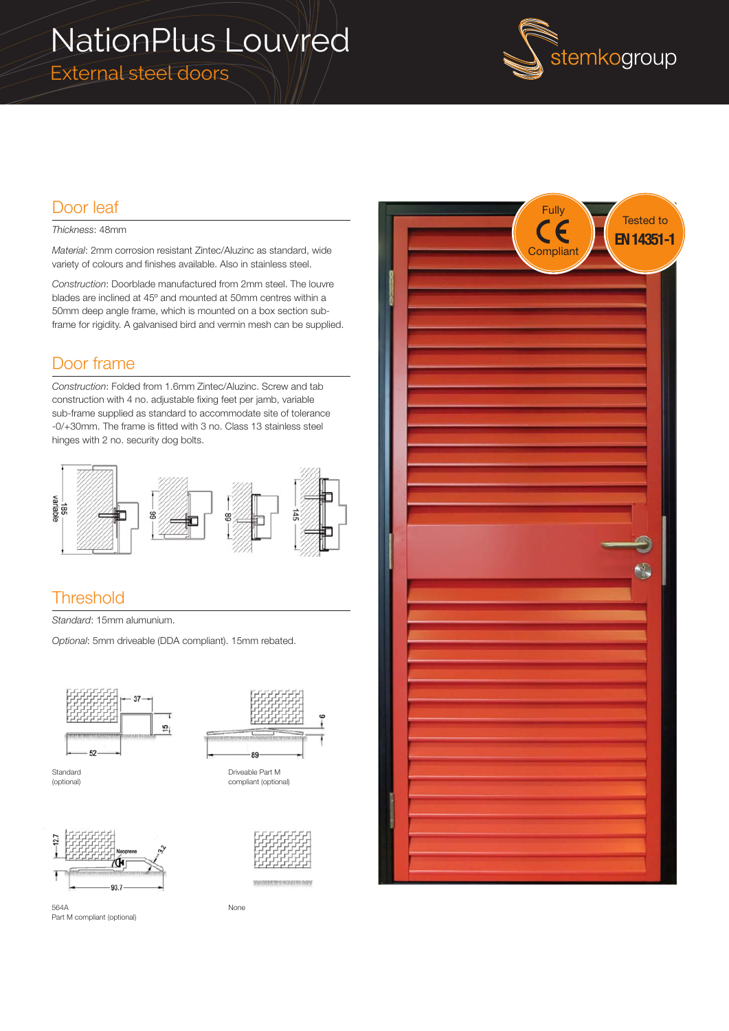# NationPlus Louvred

## External steel doors

stemkogroup

## Door leaf

*Thickness*: 48mm

*Material*: 2mm corrosion resistant Zintec/Aluzinc as standard, wide variety of colours and finishes available. Also in stainless steel.

*Construction*: Doorblade manufactured from 2mm steel. The louvre blades are inclined at 45º and mounted at 50mm centres within a 50mm deep angle frame, which is mounted on a box section sub-frame for rigidity. A galvanised bird and vermin mesh can be supplied.

## Door frame

*Construction*: Folded from 1.6mm Zintec/Aluzinc. Screw and tab construction with 4 no. adjustable fixing feet per jamb, variable sub-frame supplied as standard to accommodate site of tolerance -0/+30mm. The frame is fitted with 3 no. Class 13 stainless steel hinges with 2 no. security dog bolts.

## Threshold

*Standard*: 15mm alumunium.

*Optional*: 5mm driveable (DDA compliant). 15mm rebated.

Standard (optional)

Driveable Part M compliant (optional)

564A Part M compliant (optional)

None

Fully CE Compliant

Tested to EN 14351-1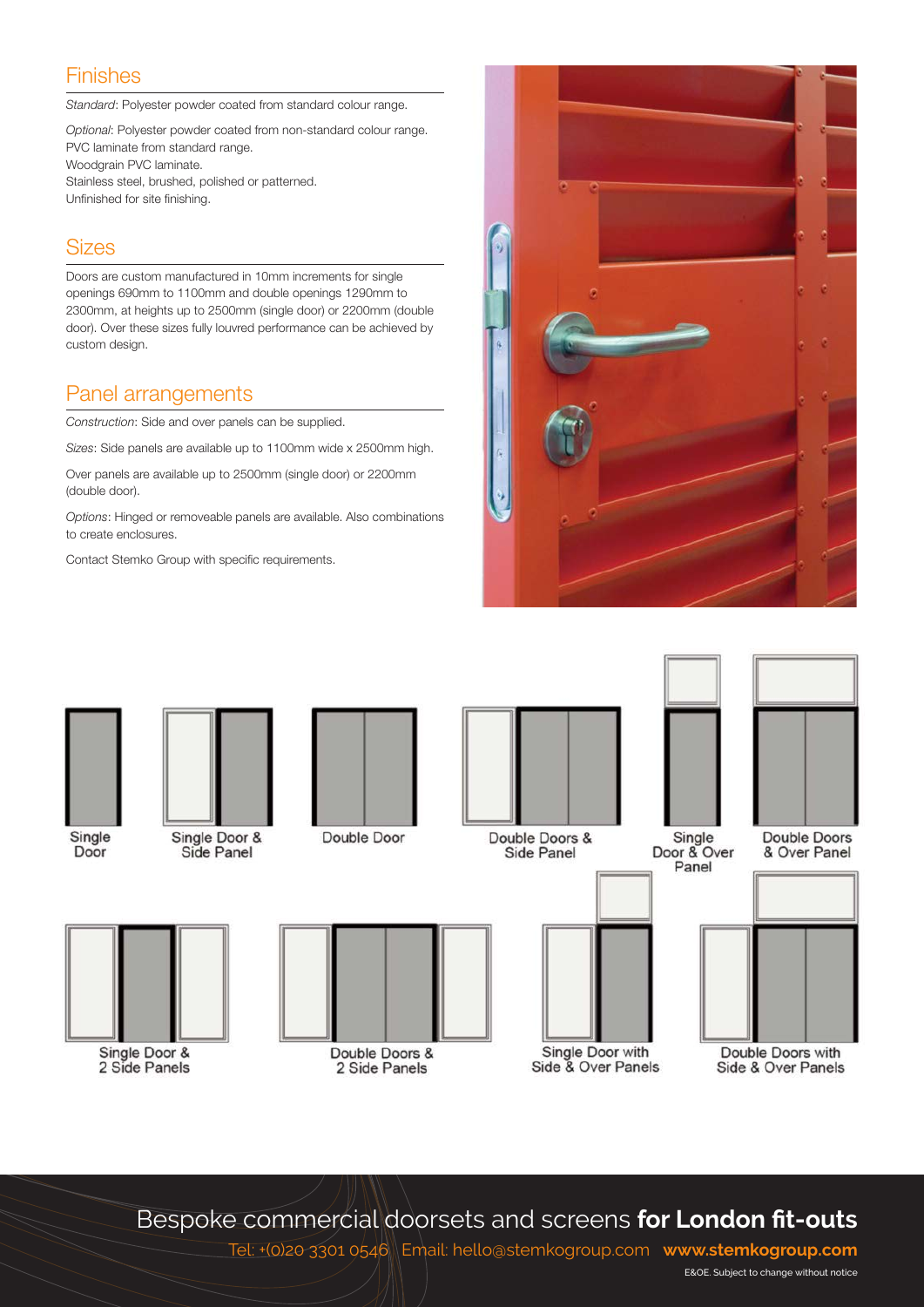## Finishes

*Standard*: Polyester powder coated from standard colour range.

*Optional*: Polyester powder coated from non-standard colour range.
PVC laminate from standard range.
Woodgrain PVC laminate.
Stainless steel, brushed, polished or patterned.
Unfinished for site finishing.

## Sizes

Doors are custom manufactured in 10mm increments for single openings 690mm to 1100mm and double openings 1290mm to 2300mm, at heights up to 2500mm (single door) or 2200mm (double door). Over these sizes fully louvred performance can be achieved by custom design.

## Panel arrangements

*Construction*: Side and over panels can be supplied.

*Sizes*: Side panels are available up to 1100mm wide x 2500mm high.

Over panels are available up to 2500mm (single door) or 2200mm (double door).

*Options*: Hinged or removeable panels are available. Also combinations to create enclosures.

Contact Stemko Group with specific requirements.

Single Door

Single Door & Side Panel

Double Door

Double Doors & Side Panel

Single Door & Over Panel

Double Doors & Over Panel

Single Door & 2 Side Panels

Double Doors & 2 Side Panels

Single Door with Side & Over Panels

Double Doors with Side & Over Panels

Bespoke commercial doorsets and screens **for London fit-outs**

Tel: +(0)20 3301 0546 Email: hello@stemkogroup.com **www.stemkogroup.com**

E&OE. Subject to change without notice